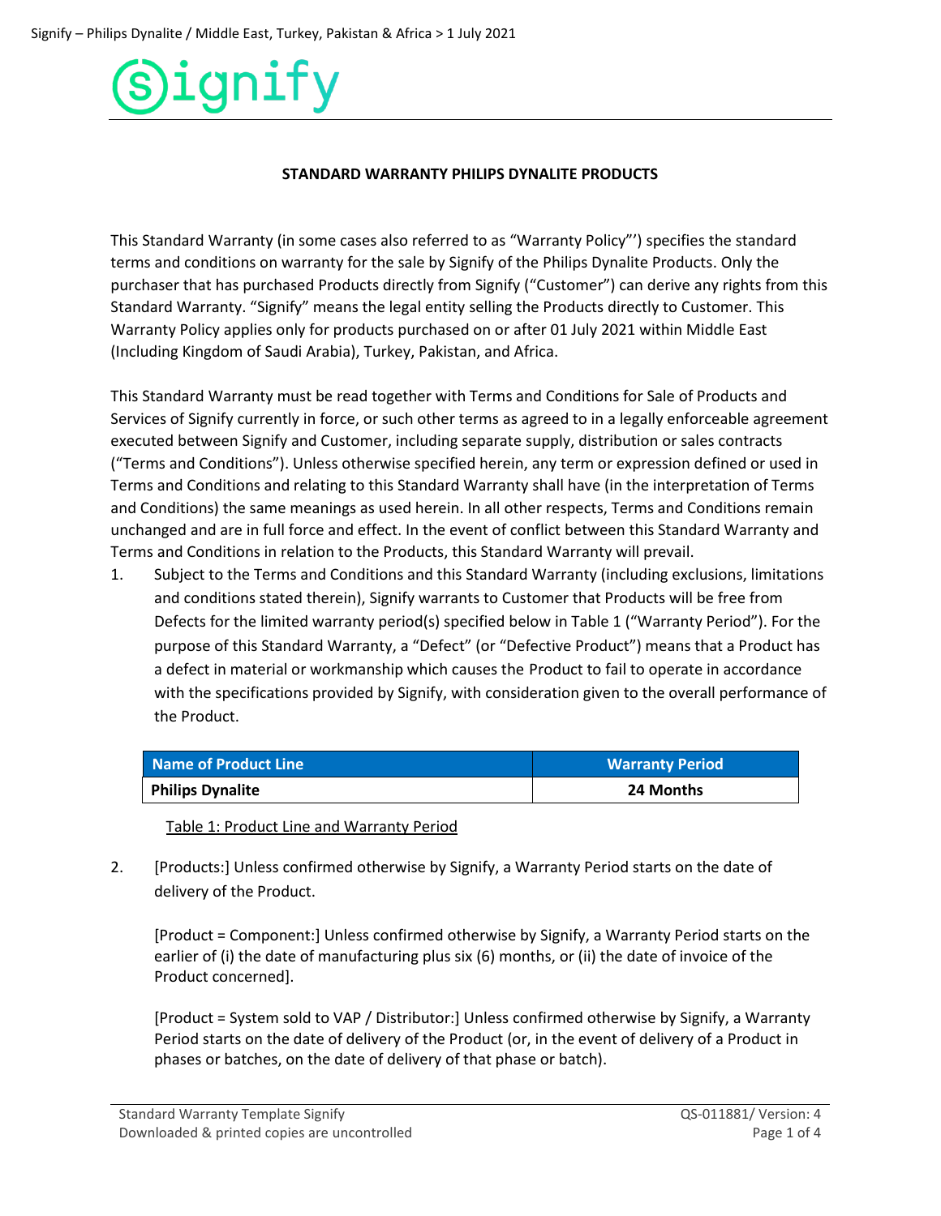Signify

**STANDARD WARRANTY PHILIPS DYNALITE PRODUCTS**

This Standard Warranty (in some cases also referred to as "Warranty Policy"') specifies the standard terms and conditions on warranty for the sale by Signify of the Philips Dynalite Products. Only the purchaser that has purchased Products directly from Signify ("Customer") can derive any rights from this Standard Warranty. "Signify" means the legal entity selling the Products directly to Customer. This Warranty Policy applies only for products purchased on or after 01 July 2021 within Middle East (Including Kingdom of Saudi Arabia), Turkey, Pakistan, and Africa.

This Standard Warranty must be read together with Terms and Conditions for Sale of Products and Services of Signify currently in force, or such other terms as agreed to in a legally enforceable agreement executed between Signify and Customer, including separate supply, distribution or sales contracts ("Terms and Conditions"). Unless otherwise specified herein, any term or expression defined or used in Terms and Conditions and relating to this Standard Warranty shall have (in the interpretation of Terms and Conditions) the same meanings as used herein. In all other respects, Terms and Conditions remain unchanged and are in full force and effect. In the event of conflict between this Standard Warranty and Terms and Conditions in relation to the Products, this Standard Warranty will prevail.

1. Subject to the Terms and Conditions and this Standard Warranty (including exclusions, limitations and conditions stated therein), Signify warrants to Customer that Products will be free from Defects for the limited warranty period(s) specified below in Table 1 ("Warranty Period"). For the purpose of this Standard Warranty, a "Defect" (or "Defective Product") means that a Product has a defect in material or workmanship which causes the Product to fail to operate in accordance with the specifications provided by Signify, with consideration given to the overall performance of the Product.

| Name of Product Line | Warranty Period |
|---|---|
| **Philips Dynalite** | **24 Months** |

Table 1: Product Line and Warranty Period

2. [Products:] Unless confirmed otherwise by Signify, a Warranty Period starts on the date of delivery of the Product.

   [Product = Component:] Unless confirmed otherwise by Signify, a Warranty Period starts on the earlier of (i) the date of manufacturing plus six (6) months, or (ii) the date of invoice of the Product concerned].

   [Product = System sold to VAP / Distributor:] Unless confirmed otherwise by Signify, a Warranty Period starts on the date of delivery of the Product (or, in the event of delivery of a Product in phases or batches, on the date of delivery of that phase or batch).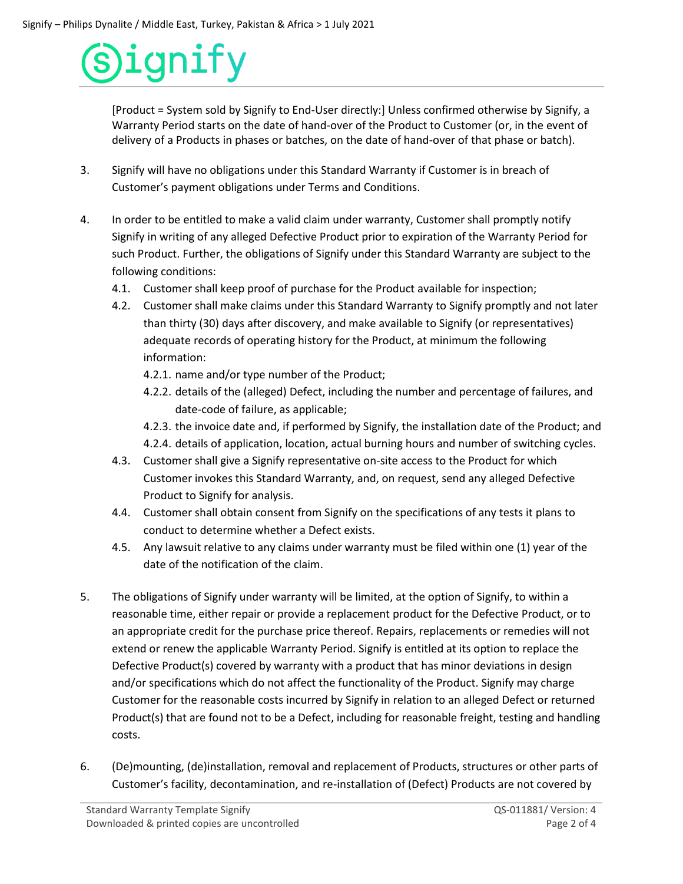[Product = System sold by Signify to End-User directly:] Unless confirmed otherwise by Signify, a Warranty Period starts on the date of hand-over of the Product to Customer (or, in the event of delivery of a Products in phases or batches, on the date of hand-over of that phase or batch).

3. Signify will have no obligations under this Standard Warranty if Customer is in breach of Customer's payment obligations under Terms and Conditions.

4. In order to be entitled to make a valid claim under warranty, Customer shall promptly notify Signify in writing of any alleged Defective Product prior to expiration of the Warranty Period for such Product. Further, the obligations of Signify under this Standard Warranty are subject to the following conditions:
   4.1. Customer shall keep proof of purchase for the Product available for inspection;
   4.2. Customer shall make claims under this Standard Warranty to Signify promptly and not later than thirty (30) days after discovery, and make available to Signify (or representatives) adequate records of operating history for the Product, at minimum the following information:
      4.2.1. name and/or type number of the Product;
      4.2.2. details of the (alleged) Defect, including the number and percentage of failures, and date-code of failure, as applicable;
      4.2.3. the invoice date and, if performed by Signify, the installation date of the Product; and
      4.2.4. details of application, location, actual burning hours and number of switching cycles.
   4.3. Customer shall give a Signify representative on-site access to the Product for which Customer invokes this Standard Warranty, and, on request, send any alleged Defective Product to Signify for analysis.
   4.4. Customer shall obtain consent from Signify on the specifications of any tests it plans to conduct to determine whether a Defect exists.
   4.5. Any lawsuit relative to any claims under warranty must be filed within one (1) year of the date of the notification of the claim.

5. The obligations of Signify under warranty will be limited, at the option of Signify, to within a reasonable time, either repair or provide a replacement product for the Defective Product, or to an appropriate credit for the purchase price thereof. Repairs, replacements or remedies will not extend or renew the applicable Warranty Period. Signify is entitled at its option to replace the Defective Product(s) covered by warranty with a product that has minor deviations in design and/or specifications which do not affect the functionality of the Product. Signify may charge Customer for the reasonable costs incurred by Signify in relation to an alleged Defect or returned Product(s) that are found not to be a Defect, including for reasonable freight, testing and handling costs.

6. (De)mounting, (de)installation, removal and replacement of Products, structures or other parts of Customer's facility, decontamination, and re-installation of (Defect) Products are not covered by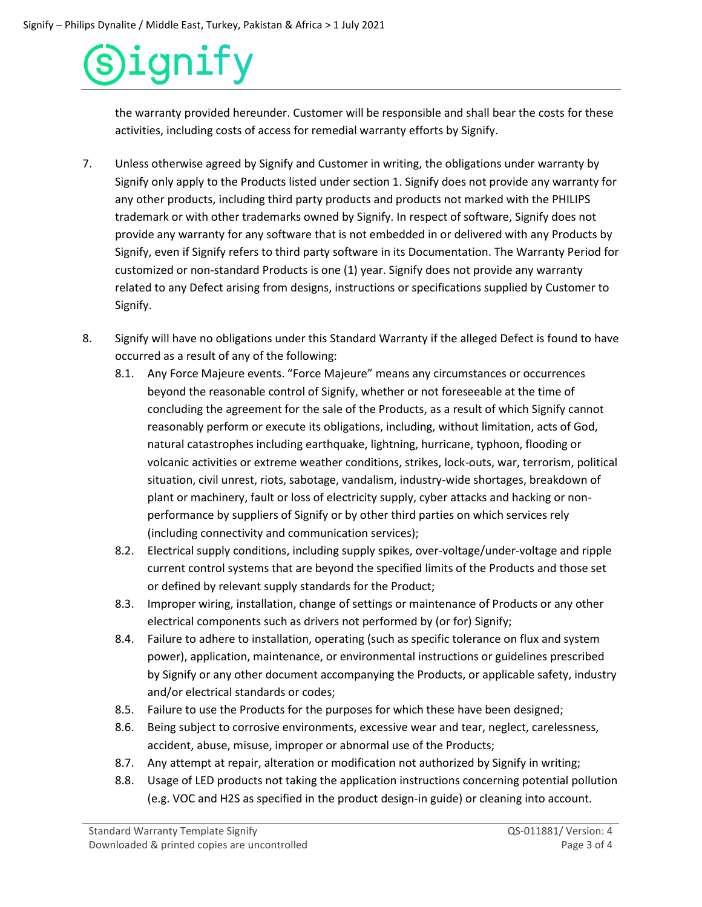the warranty provided hereunder. Customer will be responsible and shall bear the costs for these activities, including costs of access for remedial warranty efforts by Signify.

7. Unless otherwise agreed by Signify and Customer in writing, the obligations under warranty by Signify only apply to the Products listed under section 1. Signify does not provide any warranty for any other products, including third party products and products not marked with the PHILIPS trademark or with other trademarks owned by Signify. In respect of software, Signify does not provide any warranty for any software that is not embedded in or delivered with any Products by Signify, even if Signify refers to third party software in its Documentation. The Warranty Period for customized or non-standard Products is one (1) year. Signify does not provide any warranty related to any Defect arising from designs, instructions or specifications supplied by Customer to Signify.

8. Signify will have no obligations under this Standard Warranty if the alleged Defect is found to have occurred as a result of any of the following:
   - 8.1. Any Force Majeure events. "Force Majeure" means any circumstances or occurrences beyond the reasonable control of Signify, whether or not foreseeable at the time of concluding the agreement for the sale of the Products, as a result of which Signify cannot reasonably perform or execute its obligations, including, without limitation, acts of God, natural catastrophes including earthquake, lightning, hurricane, typhoon, flooding or volcanic activities or extreme weather conditions, strikes, lock-outs, war, terrorism, political situation, civil unrest, riots, sabotage, vandalism, industry-wide shortages, breakdown of plant or machinery, fault or loss of electricity supply, cyber attacks and hacking or non-performance by suppliers of Signify or by other third parties on which services rely (including connectivity and communication services);
   - 8.2. Electrical supply conditions, including supply spikes, over-voltage/under-voltage and ripple current control systems that are beyond the specified limits of the Products and those set or defined by relevant supply standards for the Product;
   - 8.3. Improper wiring, installation, change of settings or maintenance of Products or any other electrical components such as drivers not performed by (or for) Signify;
   - 8.4. Failure to adhere to installation, operating (such as specific tolerance on flux and system power), application, maintenance, or environmental instructions or guidelines prescribed by Signify or any other document accompanying the Products, or applicable safety, industry and/or electrical standards or codes;
   - 8.5. Failure to use the Products for the purposes for which these have been designed;
   - 8.6. Being subject to corrosive environments, excessive wear and tear, neglect, carelessness, accident, abuse, misuse, improper or abnormal use of the Products;
   - 8.7. Any attempt at repair, alteration or modification not authorized by Signify in writing;
   - 8.8. Usage of LED products not taking the application instructions concerning potential pollution (e.g. VOC and $H_2S$ as specified in the product design-in guide) or cleaning into account.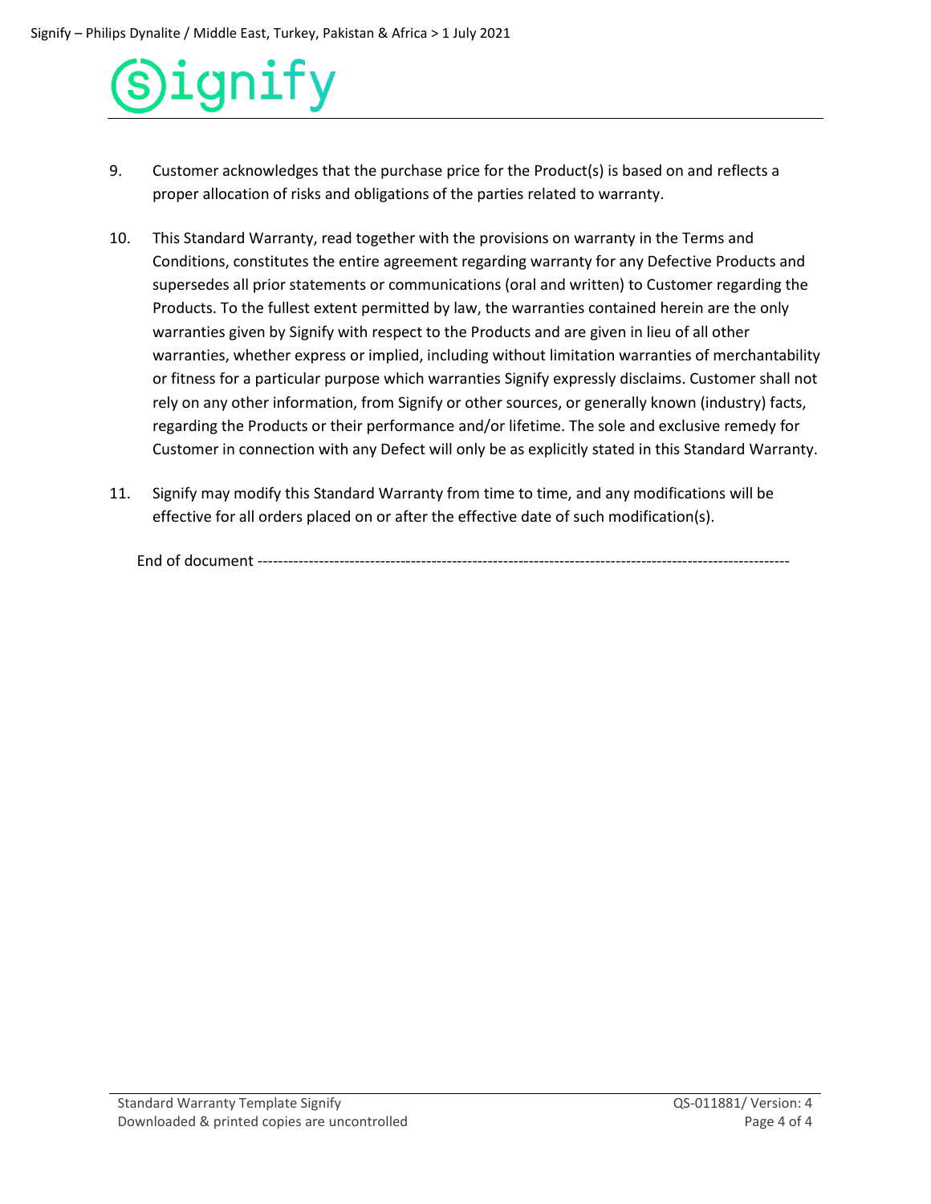9. Customer acknowledges that the purchase price for the Product(s) is based on and reflects a proper allocation of risks and obligations of the parties related to warranty.

10. This Standard Warranty, read together with the provisions on warranty in the Terms and Conditions, constitutes the entire agreement regarding warranty for any Defective Products and supersedes all prior statements or communications (oral and written) to Customer regarding the Products. To the fullest extent permitted by law, the warranties contained herein are the only warranties given by Signify with respect to the Products and are given in lieu of all other warranties, whether express or implied, including without limitation warranties of merchantability or fitness for a particular purpose which warranties Signify expressly disclaims. Customer shall not rely on any other information, from Signify or other sources, or generally known (industry) facts, regarding the Products or their performance and/or lifetime. The sole and exclusive remedy for Customer in connection with any Defect will only be as explicitly stated in this Standard Warranty.

11. Signify may modify this Standard Warranty from time to time, and any modifications will be effective for all orders placed on or after the effective date of such modification(s).

End of document -----------------------------------------------------------------------------------------------------